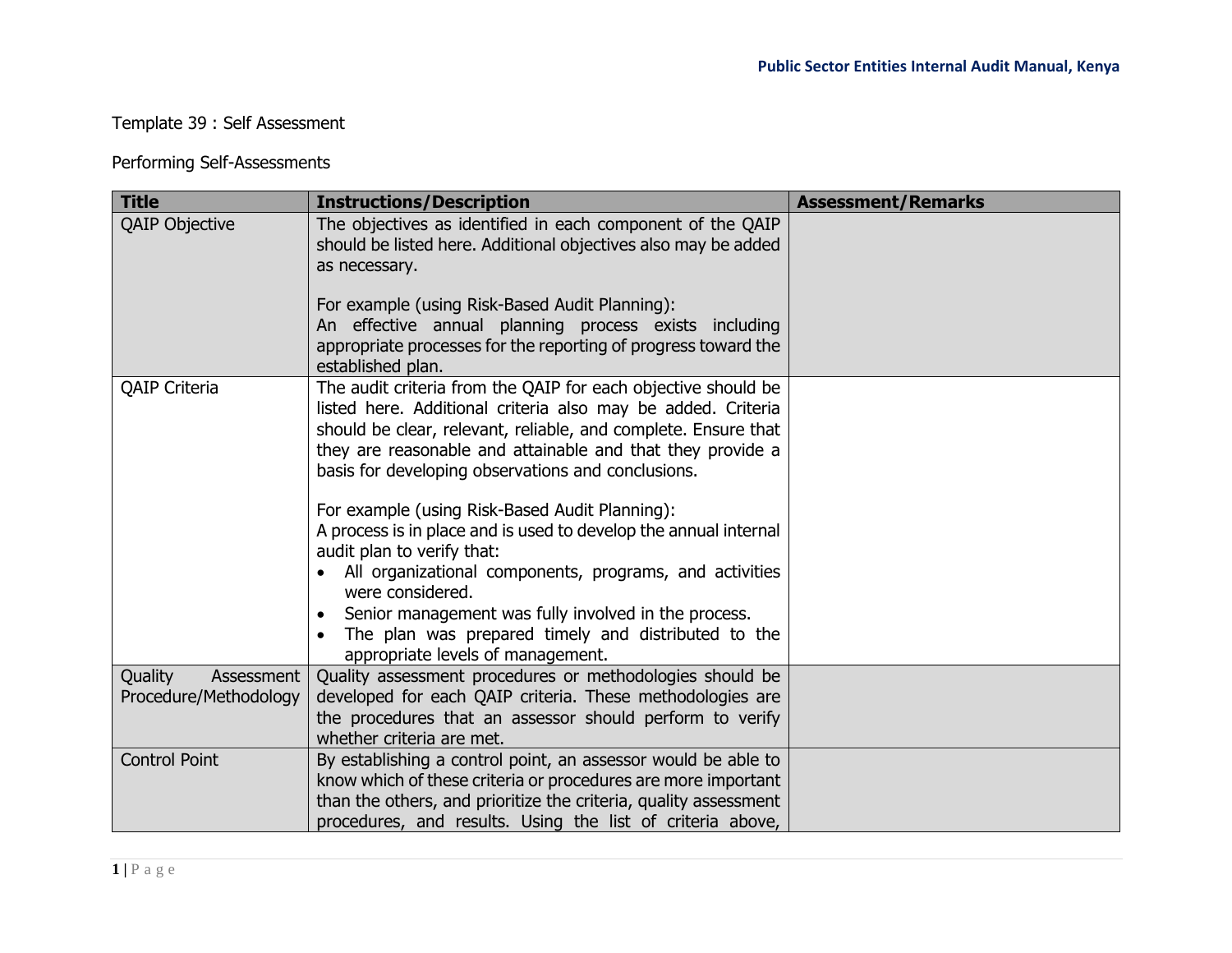Template 39 : Self Assessment

Performing Self-Assessments

| Title | Instructions/Description | Assessment/Remarks |
|---|---|---|
| QAIP Objective | The objectives as identified in each component of the QAIP should be listed here. Additional objectives also may be added as necessary.<br><br>For example (using Risk-Based Audit Planning):<br>An effective annual planning process exists including appropriate processes for the reporting of progress toward the established plan. | |
| QAIP Criteria | The audit criteria from the QAIP for each objective should be listed here. Additional criteria also may be added. Criteria should be clear, relevant, reliable, and complete. Ensure that they are reasonable and attainable and that they provide a basis for developing observations and conclusions.<br><br>For example (using Risk-Based Audit Planning):<br>A process is in place and is used to develop the annual internal audit plan to verify that:<br>• All organizational components, programs, and activities were considered.<br>• Senior management was fully involved in the process.<br>• The plan was prepared timely and distributed to the appropriate levels of management. | |
| Quality Assessment Procedure/Methodology | Quality assessment procedures or methodologies should be developed for each QAIP criteria. These methodologies are the procedures that an assessor should perform to verify whether criteria are met. | |
| Control Point | By establishing a control point, an assessor would be able to know which of these criteria or procedures are more important than the others, and prioritize the criteria, quality assessment procedures, and results. Using the list of criteria above, | |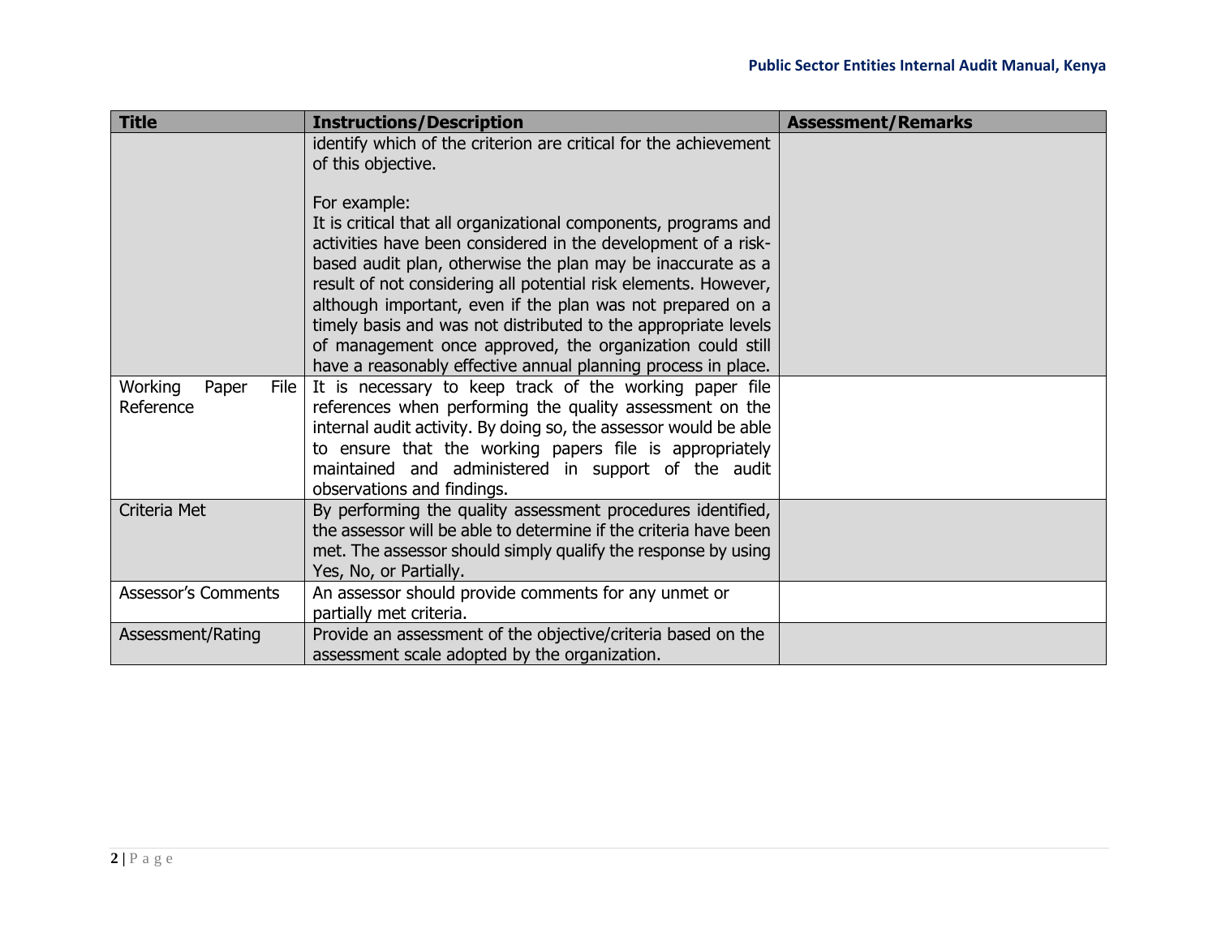| Title | Instructions/Description | Assessment/Remarks |
|---|---|---|
| | identify which of the criterion are critical for the achievement of this objective.<br><br>For example:<br>It is critical that all organizational components, programs and activities have been considered in the development of a risk-based audit plan, otherwise the plan may be inaccurate as a result of not considering all potential risk elements. However, although important, even if the plan was not prepared on a timely basis and was not distributed to the appropriate levels of management once approved, the organization could still have a reasonably effective annual planning process in place. | |
| Working Paper File Reference | It is necessary to keep track of the working paper file references when performing the quality assessment on the internal audit activity. By doing so, the assessor would be able to ensure that the working papers file is appropriately maintained and administered in support of the audit observations and findings. | |
| Criteria Met | By performing the quality assessment procedures identified, the assessor will be able to determine if the criteria have been met. The assessor should simply qualify the response by using Yes, No, or Partially. | |
| Assessor's Comments | An assessor should provide comments for any unmet or partially met criteria. | |
| Assessment/Rating | Provide an assessment of the objective/criteria based on the assessment scale adopted by the organization. | |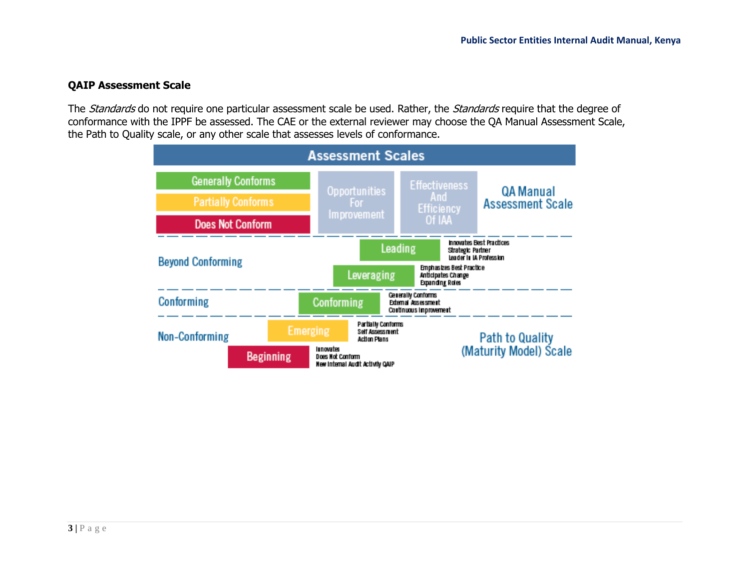**QAIP Assessment Scale**

The *Standards* do not require one particular assessment scale be used. Rather, the *Standards* require that the degree of conformance with the IPPF be assessed. The CAE or the external reviewer may choose the QA Manual Assessment Scale, the Path to Quality scale, or any other scale that assesses levels of conformance.

Assessment Scales

Generally Conforms
Partially Conforms
Does Not Conform
Opportunities For Improvement
Effectiveness And Efficiency Of IAA
QA Manual Assessment Scale

Beyond Conforming
Leading — Innovates Best Practices, Strategic Partner, Leader In IA Profession
Leveraging — Emphasizes Best Practice, Anticipates Change, Expanding Roles

Conforming
Conforming — Generally Conforms, External Assessment, Continuous Improvement

Non-Conforming
Emerging — Partially Conforms, Self Assessment, Action Plans
Beginning — Innovates, Does Not Conform, New Internal Audit Activity QAIP

Path to Quality (Maturity Model) Scale